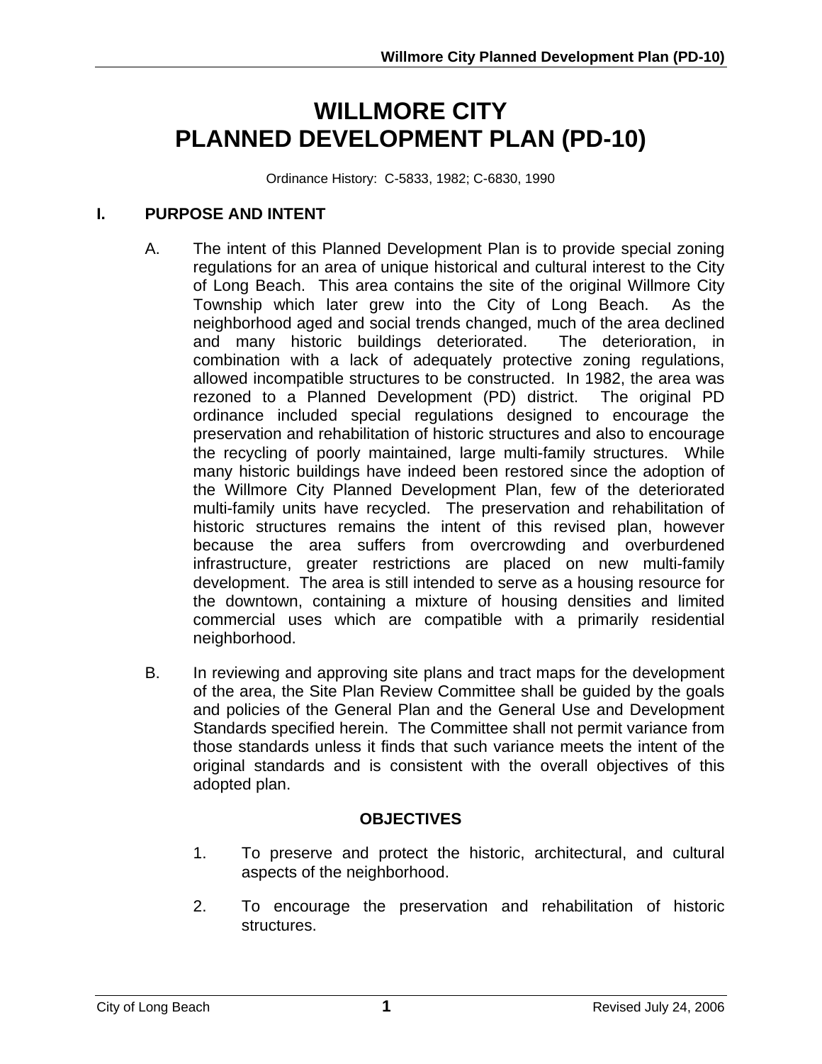# WILLMORE CITY
# PLANNED DEVELOPMENT PLAN (PD-10)

Ordinance History: C-5833, 1982; C-6830, 1990

## I. PURPOSE AND INTENT

A. The intent of this Planned Development Plan is to provide special zoning regulations for an area of unique historical and cultural interest to the City of Long Beach. This area contains the site of the original Willmore City Township which later grew into the City of Long Beach. As the neighborhood aged and social trends changed, much of the area declined and many historic buildings deteriorated. The deterioration, in combination with a lack of adequately protective zoning regulations, allowed incompatible structures to be constructed. In 1982, the area was rezoned to a Planned Development (PD) district. The original PD ordinance included special regulations designed to encourage the preservation and rehabilitation of historic structures and also to encourage the recycling of poorly maintained, large multi-family structures. While many historic buildings have indeed been restored since the adoption of the Willmore City Planned Development Plan, few of the deteriorated multi-family units have recycled. The preservation and rehabilitation of historic structures remains the intent of this revised plan, however because the area suffers from overcrowding and overburdened infrastructure, greater restrictions are placed on new multi-family development. The area is still intended to serve as a housing resource for the downtown, containing a mixture of housing densities and limited commercial uses which are compatible with a primarily residential neighborhood.

B. In reviewing and approving site plans and tract maps for the development of the area, the Site Plan Review Committee shall be guided by the goals and policies of the General Plan and the General Use and Development Standards specified herein. The Committee shall not permit variance from those standards unless it finds that such variance meets the intent of the original standards and is consistent with the overall objectives of this adopted plan.

### OBJECTIVES

1. To preserve and protect the historic, architectural, and cultural aspects of the neighborhood.

2. To encourage the preservation and rehabilitation of historic structures.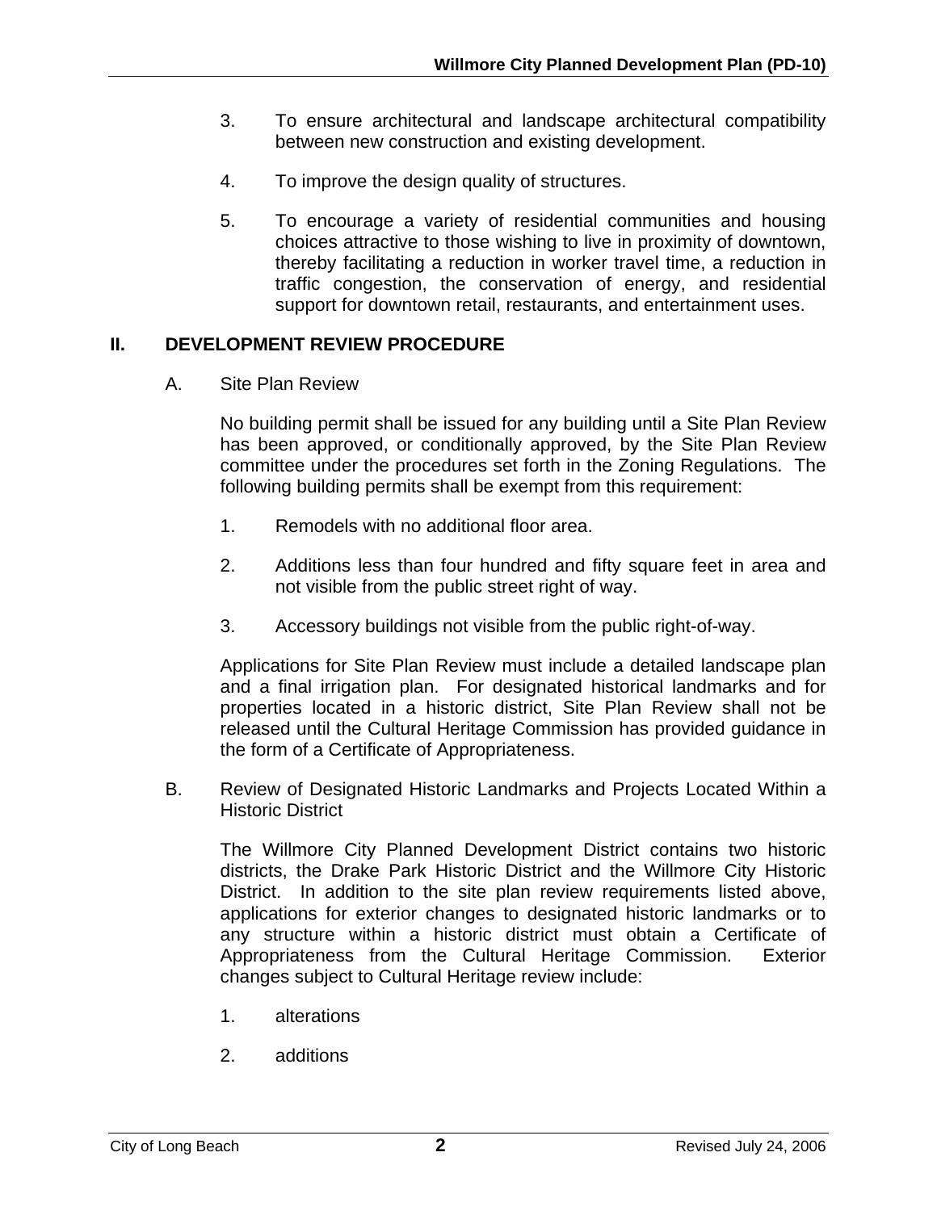3. To ensure architectural and landscape architectural compatibility between new construction and existing development.

4. To improve the design quality of structures.

5. To encourage a variety of residential communities and housing choices attractive to those wishing to live in proximity of downtown, thereby facilitating a reduction in worker travel time, a reduction in traffic congestion, the conservation of energy, and residential support for downtown retail, restaurants, and entertainment uses.

## II. DEVELOPMENT REVIEW PROCEDURE

### A. Site Plan Review

No building permit shall be issued for any building until a Site Plan Review has been approved, or conditionally approved, by the Site Plan Review committee under the procedures set forth in the Zoning Regulations. The following building permits shall be exempt from this requirement:

1. Remodels with no additional floor area.

2. Additions less than four hundred and fifty square feet in area and not visible from the public street right of way.

3. Accessory buildings not visible from the public right-of-way.

Applications for Site Plan Review must include a detailed landscape plan and a final irrigation plan. For designated historical landmarks and for properties located in a historic district, Site Plan Review shall not be released until the Cultural Heritage Commission has provided guidance in the form of a Certificate of Appropriateness.

### B. Review of Designated Historic Landmarks and Projects Located Within a Historic District

The Willmore City Planned Development District contains two historic districts, the Drake Park Historic District and the Willmore City Historic District. In addition to the site plan review requirements listed above, applications for exterior changes to designated historic landmarks or to any structure within a historic district must obtain a Certificate of Appropriateness from the Cultural Heritage Commission. Exterior changes subject to Cultural Heritage review include:

1. alterations

2. additions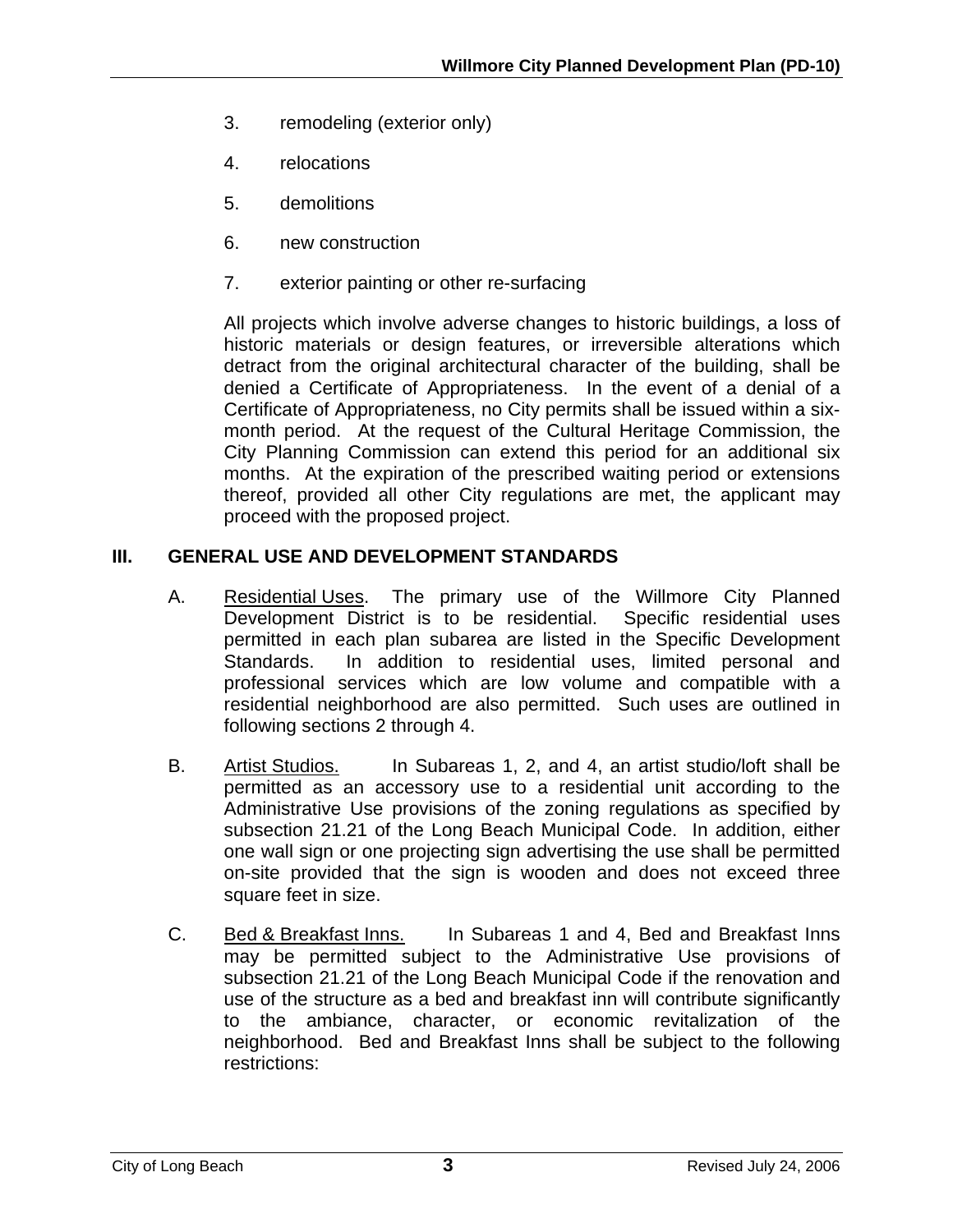3. remodeling (exterior only)

4. relocations

5. demolitions

6. new construction

7. exterior painting or other re-surfacing

All projects which involve adverse changes to historic buildings, a loss of historic materials or design features, or irreversible alterations which detract from the original architectural character of the building, shall be denied a Certificate of Appropriateness. In the event of a denial of a Certificate of Appropriateness, no City permits shall be issued within a six-month period. At the request of the Cultural Heritage Commission, the City Planning Commission can extend this period for an additional six months. At the expiration of the prescribed waiting period or extensions thereof, provided all other City regulations are met, the applicant may proceed with the proposed project.

## III. GENERAL USE AND DEVELOPMENT STANDARDS

A. Residential Uses. The primary use of the Willmore City Planned Development District is to be residential. Specific residential uses permitted in each plan subarea are listed in the Specific Development Standards. In addition to residential uses, limited personal and professional services which are low volume and compatible with a residential neighborhood are also permitted. Such uses are outlined in following sections 2 through 4.

B. Artist Studios. In Subareas 1, 2, and 4, an artist studio/loft shall be permitted as an accessory use to a residential unit according to the Administrative Use provisions of the zoning regulations as specified by subsection 21.21 of the Long Beach Municipal Code. In addition, either one wall sign or one projecting sign advertising the use shall be permitted on-site provided that the sign is wooden and does not exceed three square feet in size.

C. Bed & Breakfast Inns. In Subareas 1 and 4, Bed and Breakfast Inns may be permitted subject to the Administrative Use provisions of subsection 21.21 of the Long Beach Municipal Code if the renovation and use of the structure as a bed and breakfast inn will contribute significantly to the ambiance, character, or economic revitalization of the neighborhood. Bed and Breakfast Inns shall be subject to the following restrictions: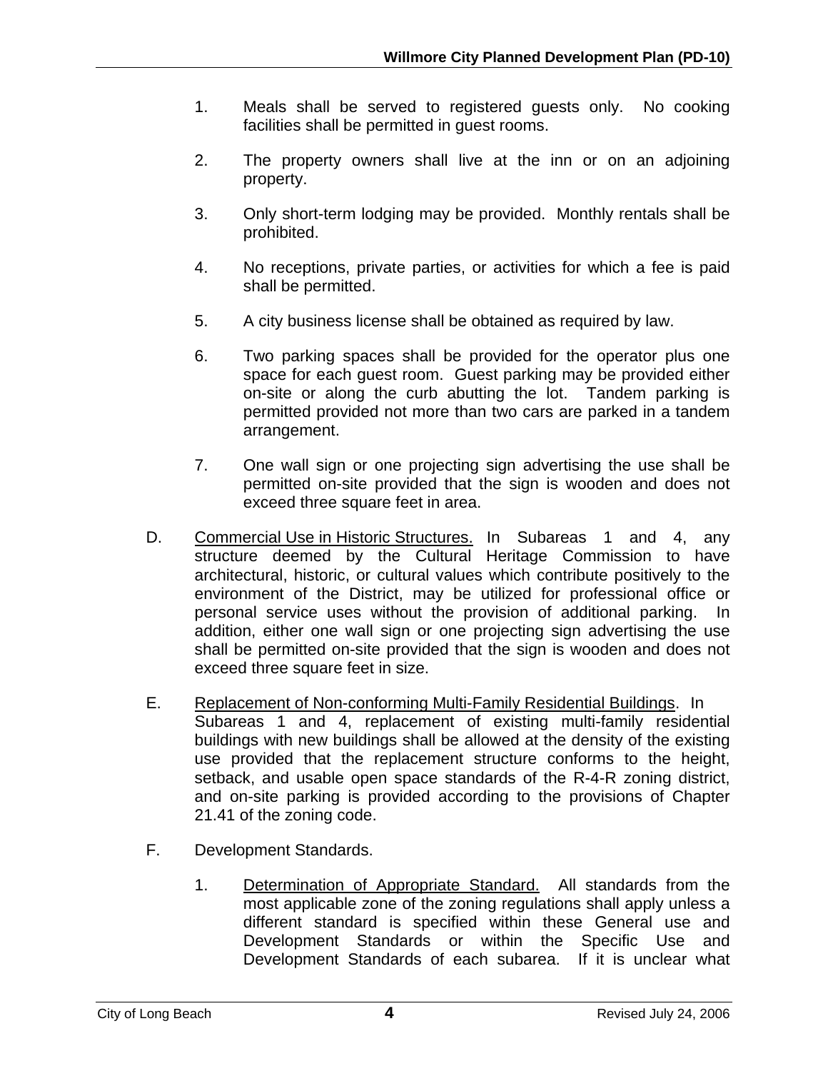1. Meals shall be served to registered guests only. No cooking facilities shall be permitted in guest rooms.

2. The property owners shall live at the inn or on an adjoining property.

3. Only short-term lodging may be provided. Monthly rentals shall be prohibited.

4. No receptions, private parties, or activities for which a fee is paid shall be permitted.

5. A city business license shall be obtained as required by law.

6. Two parking spaces shall be provided for the operator plus one space for each guest room. Guest parking may be provided either on-site or along the curb abutting the lot. Tandem parking is permitted provided not more than two cars are parked in a tandem arrangement.

7. One wall sign or one projecting sign advertising the use shall be permitted on-site provided that the sign is wooden and does not exceed three square feet in area.

D. <u>Commercial Use in Historic Structures.</u> In Subareas 1 and 4, any structure deemed by the Cultural Heritage Commission to have architectural, historic, or cultural values which contribute positively to the environment of the District, may be utilized for professional office or personal service uses without the provision of additional parking. In addition, either one wall sign or one projecting sign advertising the use shall be permitted on-site provided that the sign is wooden and does not exceed three square feet in size.

E. <u>Replacement of Non-conforming Multi-Family Residential Buildings</u>. In Subareas 1 and 4, replacement of existing multi-family residential buildings with new buildings shall be allowed at the density of the existing use provided that the replacement structure conforms to the height, setback, and usable open space standards of the R-4-R zoning district, and on-site parking is provided according to the provisions of Chapter 21.41 of the zoning code.

F. Development Standards.

1. <u>Determination of Appropriate Standard.</u> All standards from the most applicable zone of the zoning regulations shall apply unless a different standard is specified within these General use and Development Standards or within the Specific Use and Development Standards of each subarea. If it is unclear what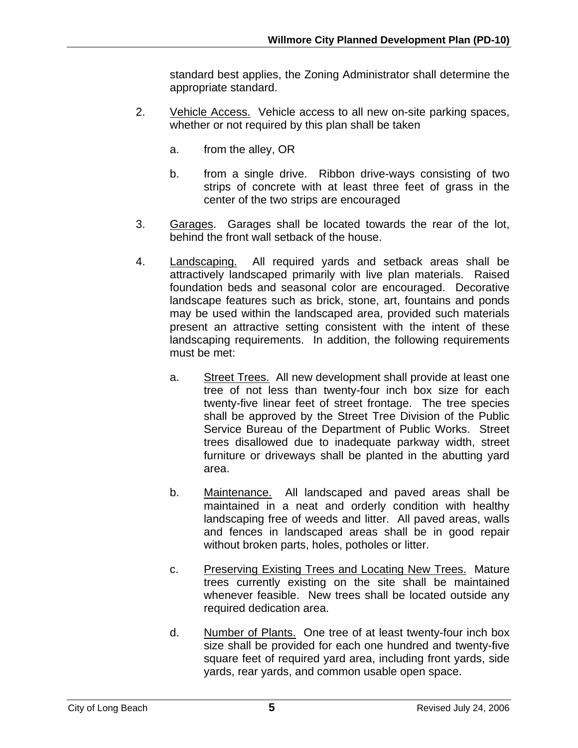standard best applies, the Zoning Administrator shall determine the appropriate standard.

2. Vehicle Access. Vehicle access to all new on-site parking spaces, whether or not required by this plan shall be taken

   a. from the alley, OR

   b. from a single drive. Ribbon drive-ways consisting of two strips of concrete with at least three feet of grass in the center of the two strips are encouraged

3. Garages. Garages shall be located towards the rear of the lot, behind the front wall setback of the house.

4. Landscaping. All required yards and setback areas shall be attractively landscaped primarily with live plan materials. Raised foundation beds and seasonal color are encouraged. Decorative landscape features such as brick, stone, art, fountains and ponds may be used within the landscaped area, provided such materials present an attractive setting consistent with the intent of these landscaping requirements. In addition, the following requirements must be met:

   a. Street Trees. All new development shall provide at least one tree of not less than twenty-four inch box size for each twenty-five linear feet of street frontage. The tree species shall be approved by the Street Tree Division of the Public Service Bureau of the Department of Public Works. Street trees disallowed due to inadequate parkway width, street furniture or driveways shall be planted in the abutting yard area.

   b. Maintenance. All landscaped and paved areas shall be maintained in a neat and orderly condition with healthy landscaping free of weeds and litter. All paved areas, walls and fences in landscaped areas shall be in good repair without broken parts, holes, potholes or litter.

   c. Preserving Existing Trees and Locating New Trees. Mature trees currently existing on the site shall be maintained whenever feasible. New trees shall be located outside any required dedication area.

   d. Number of Plants. One tree of at least twenty-four inch box size shall be provided for each one hundred and twenty-five square feet of required yard area, including front yards, side yards, rear yards, and common usable open space.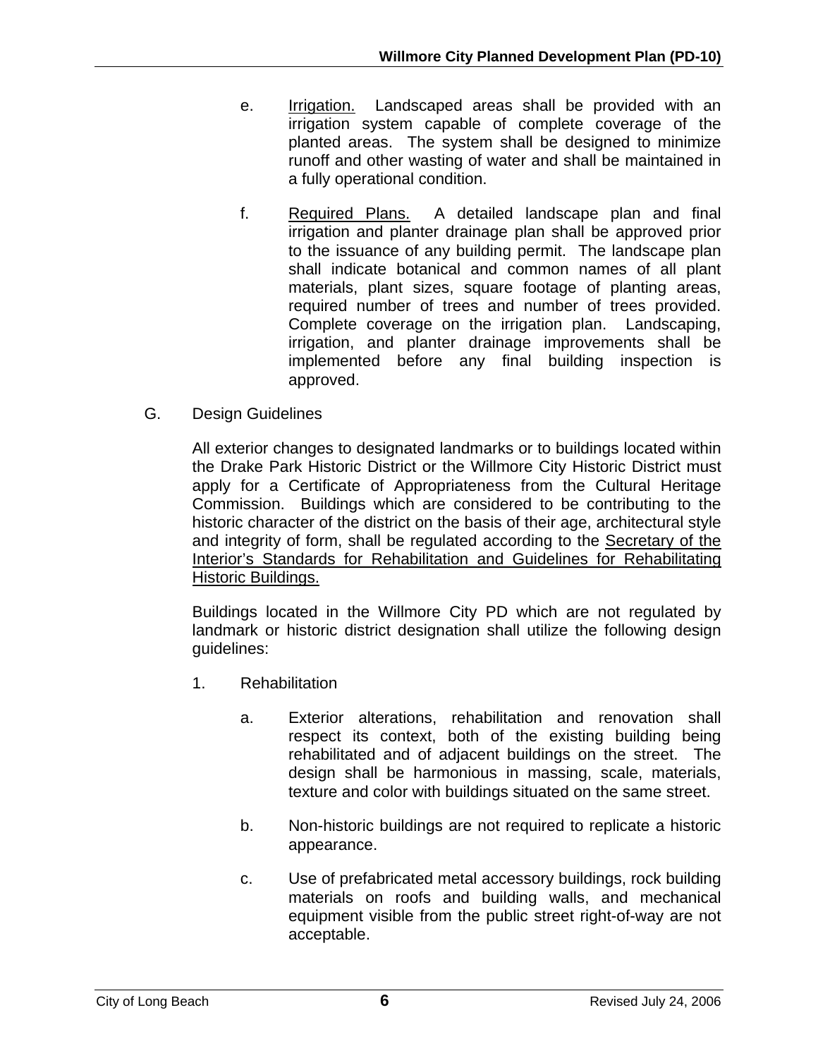e. Irrigation. Landscaped areas shall be provided with an irrigation system capable of complete coverage of the planted areas. The system shall be designed to minimize runoff and other wasting of water and shall be maintained in a fully operational condition.

f. Required Plans. A detailed landscape plan and final irrigation and planter drainage plan shall be approved prior to the issuance of any building permit. The landscape plan shall indicate botanical and common names of all plant materials, plant sizes, square footage of planting areas, required number of trees and number of trees provided. Complete coverage on the irrigation plan. Landscaping, irrigation, and planter drainage improvements shall be implemented before any final building inspection is approved.

G. Design Guidelines

All exterior changes to designated landmarks or to buildings located within the Drake Park Historic District or the Willmore City Historic District must apply for a Certificate of Appropriateness from the Cultural Heritage Commission. Buildings which are considered to be contributing to the historic character of the district on the basis of their age, architectural style and integrity of form, shall be regulated according to the Secretary of the Interior's Standards for Rehabilitation and Guidelines for Rehabilitating Historic Buildings.

Buildings located in the Willmore City PD which are not regulated by landmark or historic district designation shall utilize the following design guidelines:

1. Rehabilitation

   a. Exterior alterations, rehabilitation and renovation shall respect its context, both of the existing building being rehabilitated and of adjacent buildings on the street. The design shall be harmonious in massing, scale, materials, texture and color with buildings situated on the same street.

   b. Non-historic buildings are not required to replicate a historic appearance.

   c. Use of prefabricated metal accessory buildings, rock building materials on roofs and building walls, and mechanical equipment visible from the public street right-of-way are not acceptable.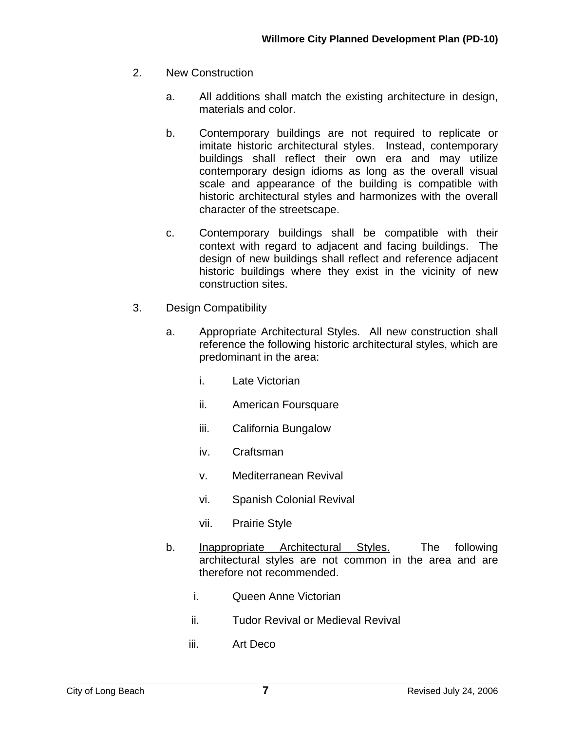2. New Construction

   a. All additions shall match the existing architecture in design, materials and color.

   b. Contemporary buildings are not required to replicate or imitate historic architectural styles. Instead, contemporary buildings shall reflect their own era and may utilize contemporary design idioms as long as the overall visual scale and appearance of the building is compatible with historic architectural styles and harmonizes with the overall character of the streetscape.

   c. Contemporary buildings shall be compatible with their context with regard to adjacent and facing buildings. The design of new buildings shall reflect and reference adjacent historic buildings where they exist in the vicinity of new construction sites.

3. Design Compatibility

   a. Appropriate Architectural Styles. All new construction shall reference the following historic architectural styles, which are predominant in the area:

      i. Late Victorian

      ii. American Foursquare

      iii. California Bungalow

      iv. Craftsman

      v. Mediterranean Revival

      vi. Spanish Colonial Revival

      vii. Prairie Style

   b. Inappropriate Architectural Styles. The following architectural styles are not common in the area and are therefore not recommended.

      i. Queen Anne Victorian

      ii. Tudor Revival or Medieval Revival

      iii. Art Deco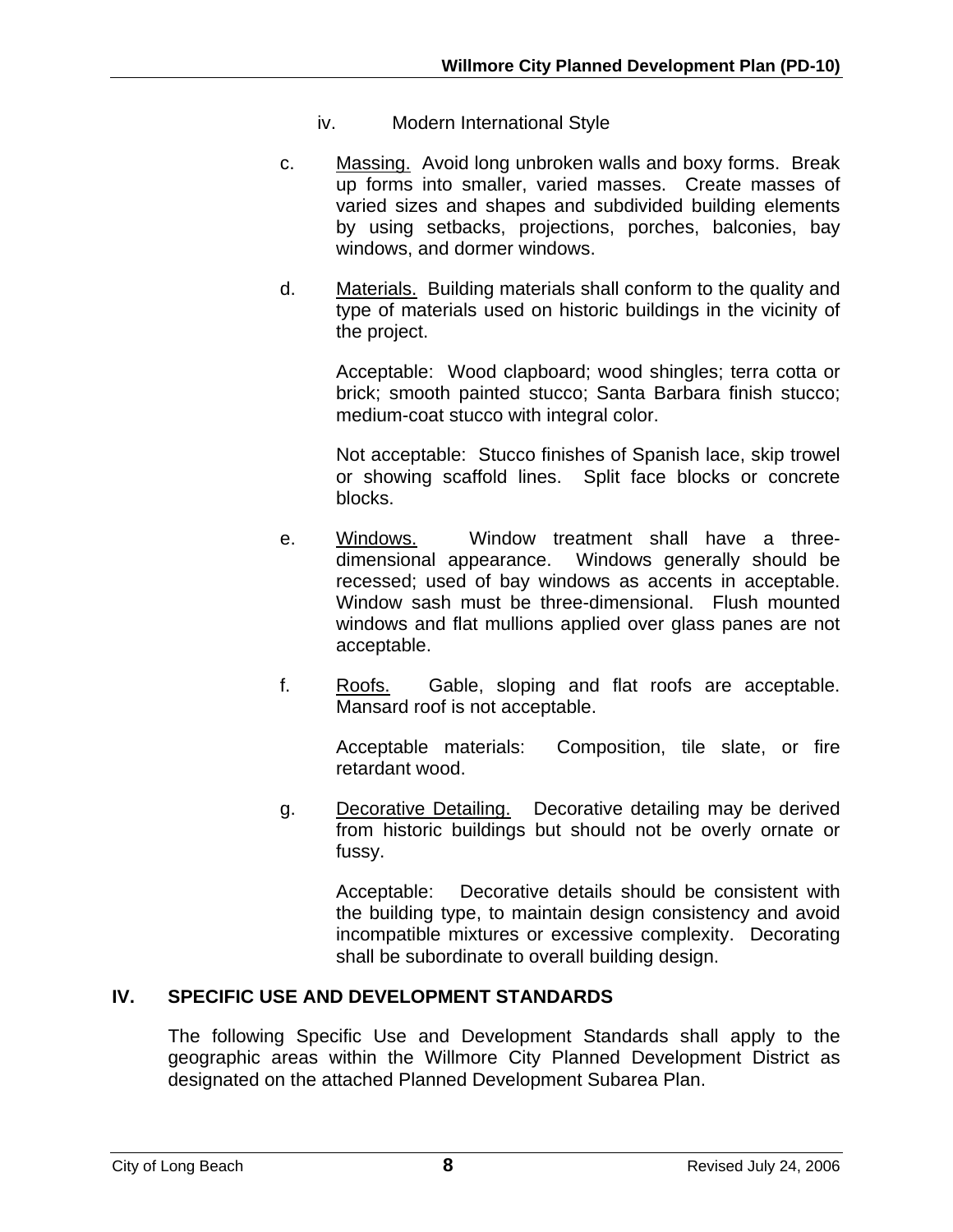iv. Modern International Style

c. Massing. Avoid long unbroken walls and boxy forms. Break up forms into smaller, varied masses. Create masses of varied sizes and shapes and subdivided building elements by using setbacks, projections, porches, balconies, bay windows, and dormer windows.

d. Materials. Building materials shall conform to the quality and type of materials used on historic buildings in the vicinity of the project.

Acceptable: Wood clapboard; wood shingles; terra cotta or brick; smooth painted stucco; Santa Barbara finish stucco; medium-coat stucco with integral color.

Not acceptable: Stucco finishes of Spanish lace, skip trowel or showing scaffold lines. Split face blocks or concrete blocks.

e. Windows. Window treatment shall have a three-dimensional appearance. Windows generally should be recessed; used of bay windows as accents in acceptable. Window sash must be three-dimensional. Flush mounted windows and flat mullions applied over glass panes are not acceptable.

f. Roofs. Gable, sloping and flat roofs are acceptable. Mansard roof is not acceptable.

Acceptable materials: Composition, tile slate, or fire retardant wood.

g. Decorative Detailing. Decorative detailing may be derived from historic buildings but should not be overly ornate or fussy.

Acceptable: Decorative details should be consistent with the building type, to maintain design consistency and avoid incompatible mixtures or excessive complexity. Decorating shall be subordinate to overall building design.

## IV. SPECIFIC USE AND DEVELOPMENT STANDARDS

The following Specific Use and Development Standards shall apply to the geographic areas within the Willmore City Planned Development District as designated on the attached Planned Development Subarea Plan.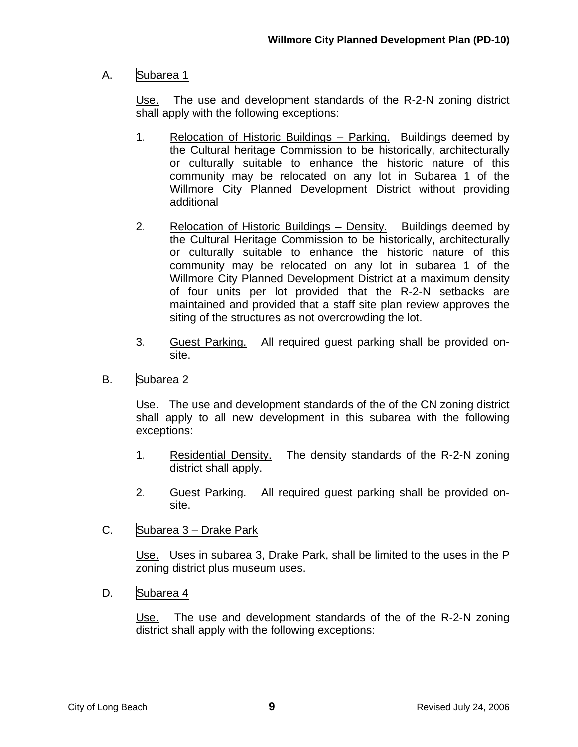A. Subarea 1

Use. The use and development standards of the R-2-N zoning district shall apply with the following exceptions:

1. Relocation of Historic Buildings – Parking. Buildings deemed by the Cultural heritage Commission to be historically, architecturally or culturally suitable to enhance the historic nature of this community may be relocated on any lot in Subarea 1 of the Willmore City Planned Development District without providing additional

2. Relocation of Historic Buildings – Density. Buildings deemed by the Cultural Heritage Commission to be historically, architecturally or culturally suitable to enhance the historic nature of this community may be relocated on any lot in subarea 1 of the Willmore City Planned Development District at a maximum density of four units per lot provided that the R-2-N setbacks are maintained and provided that a staff site plan review approves the siting of the structures as not overcrowding the lot.

3. Guest Parking. All required guest parking shall be provided on-site.

B. Subarea 2

Use. The use and development standards of the of the CN zoning district shall apply to all new development in this subarea with the following exceptions:

1, Residential Density. The density standards of the R-2-N zoning district shall apply.

2. Guest Parking. All required guest parking shall be provided on-site.

C. Subarea 3 – Drake Park

Use. Uses in subarea 3, Drake Park, shall be limited to the uses in the P zoning district plus museum uses.

D. Subarea 4

Use. The use and development standards of the of the R-2-N zoning district shall apply with the following exceptions: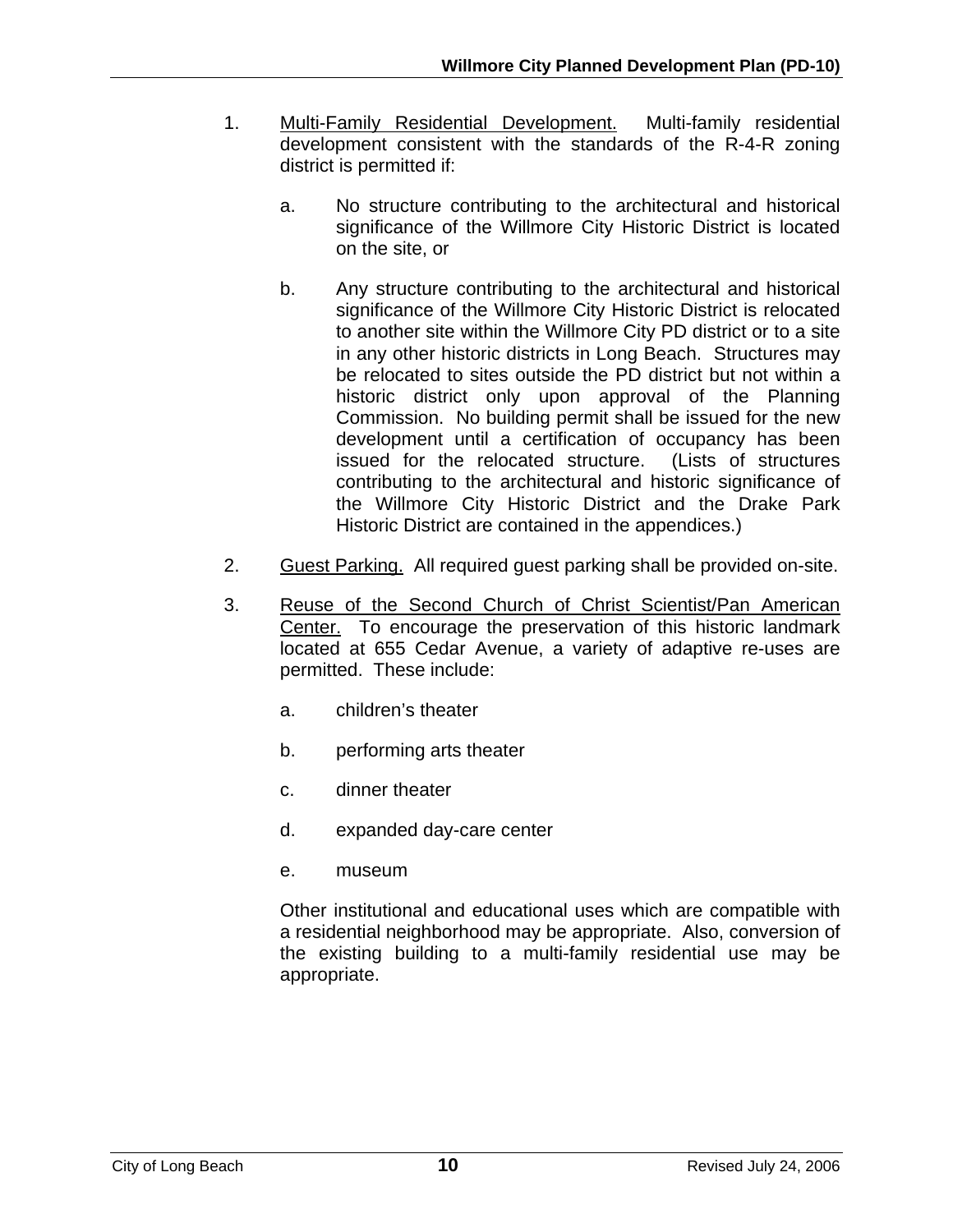1. <u>Multi-Family Residential Development.</u> Multi-family residential development consistent with the standards of the R-4-R zoning district is permitted if:

   a. No structure contributing to the architectural and historical significance of the Willmore City Historic District is located on the site, or

   b. Any structure contributing to the architectural and historical significance of the Willmore City Historic District is relocated to another site within the Willmore City PD district or to a site in any other historic districts in Long Beach. Structures may be relocated to sites outside the PD district but not within a historic district only upon approval of the Planning Commission. No building permit shall be issued for the new development until a certification of occupancy has been issued for the relocated structure. (Lists of structures contributing to the architectural and historic significance of the Willmore City Historic District and the Drake Park Historic District are contained in the appendices.)

2. <u>Guest Parking.</u> All required guest parking shall be provided on-site.

3. <u>Reuse of the Second Church of Christ Scientist/Pan American Center.</u> To encourage the preservation of this historic landmark located at 655 Cedar Avenue, a variety of adaptive re-uses are permitted. These include:

   a. children's theater

   b. performing arts theater

   c. dinner theater

   d. expanded day-care center

   e. museum

   Other institutional and educational uses which are compatible with a residential neighborhood may be appropriate. Also, conversion of the existing building to a multi-family residential use may be appropriate.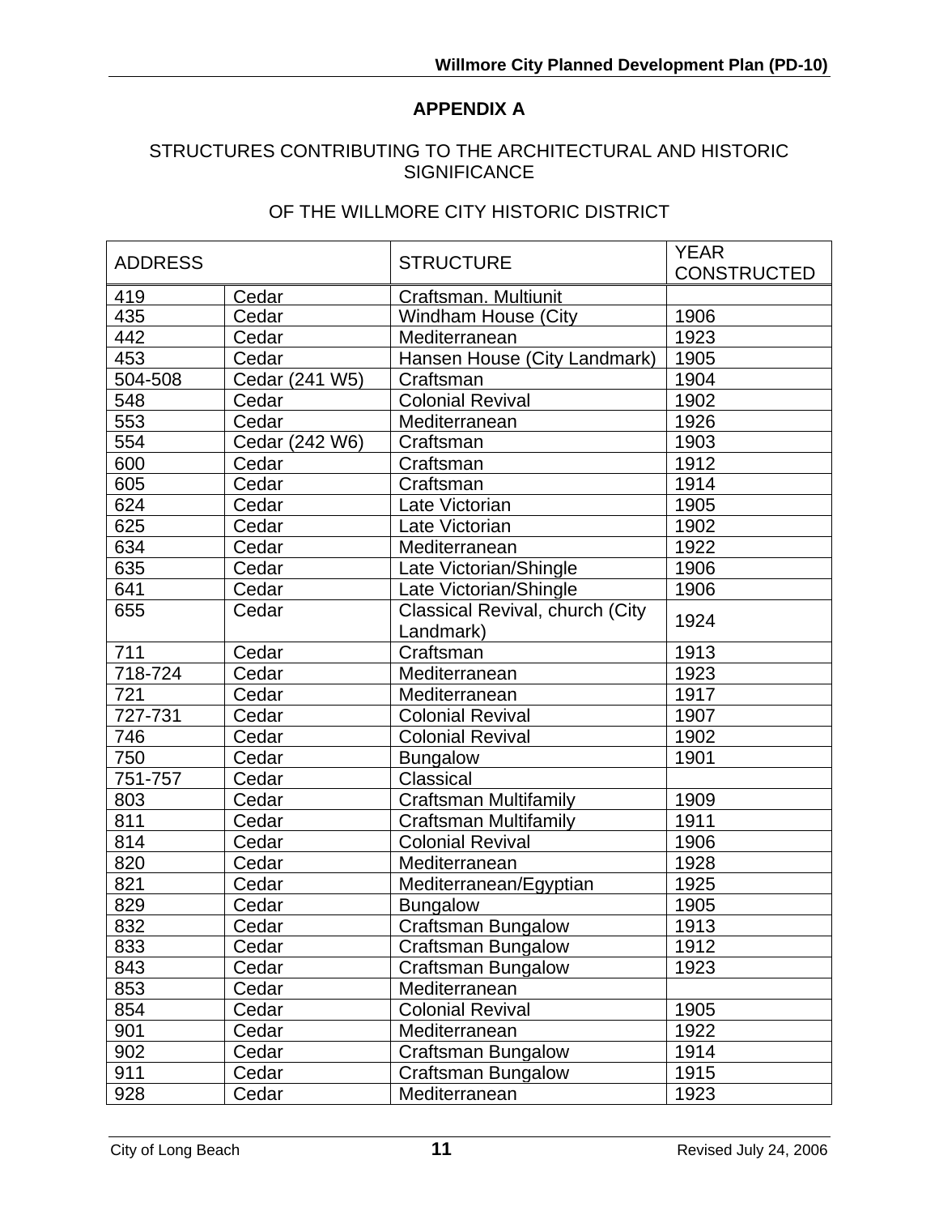## APPENDIX A

STRUCTURES CONTRIBUTING TO THE ARCHITECTURAL AND HISTORIC SIGNIFICANCE

OF THE WILLMORE CITY HISTORIC DISTRICT

| ADDRESS | | STRUCTURE | YEAR CONSTRUCTED |
|---|---|---|---|
| 419 | Cedar | Craftsman. Multiunit | |
| 435 | Cedar | Windham House (City | 1906 |
| 442 | Cedar | Mediterranean | 1923 |
| 453 | Cedar | Hansen House (City Landmark) | 1905 |
| 504-508 | Cedar (241 W5) | Craftsman | 1904 |
| 548 | Cedar | Colonial Revival | 1902 |
| 553 | Cedar | Mediterranean | 1926 |
| 554 | Cedar (242 W6) | Craftsman | 1903 |
| 600 | Cedar | Craftsman | 1912 |
| 605 | Cedar | Craftsman | 1914 |
| 624 | Cedar | Late Victorian | 1905 |
| 625 | Cedar | Late Victorian | 1902 |
| 634 | Cedar | Mediterranean | 1922 |
| 635 | Cedar | Late Victorian/Shingle | 1906 |
| 641 | Cedar | Late Victorian/Shingle | 1906 |
| 655 | Cedar | Classical Revival, church (City Landmark) | 1924 |
| 711 | Cedar | Craftsman | 1913 |
| 718-724 | Cedar | Mediterranean | 1923 |
| 721 | Cedar | Mediterranean | 1917 |
| 727-731 | Cedar | Colonial Revival | 1907 |
| 746 | Cedar | Colonial Revival | 1902 |
| 750 | Cedar | Bungalow | 1901 |
| 751-757 | Cedar | Classical | |
| 803 | Cedar | Craftsman Multifamily | 1909 |
| 811 | Cedar | Craftsman Multifamily | 1911 |
| 814 | Cedar | Colonial Revival | 1906 |
| 820 | Cedar | Mediterranean | 1928 |
| 821 | Cedar | Mediterranean/Egyptian | 1925 |
| 829 | Cedar | Bungalow | 1905 |
| 832 | Cedar | Craftsman Bungalow | 1913 |
| 833 | Cedar | Craftsman Bungalow | 1912 |
| 843 | Cedar | Craftsman Bungalow | 1923 |
| 853 | Cedar | Mediterranean | |
| 854 | Cedar | Colonial Revival | 1905 |
| 901 | Cedar | Mediterranean | 1922 |
| 902 | Cedar | Craftsman Bungalow | 1914 |
| 911 | Cedar | Craftsman Bungalow | 1915 |
| 928 | Cedar | Mediterranean | 1923 |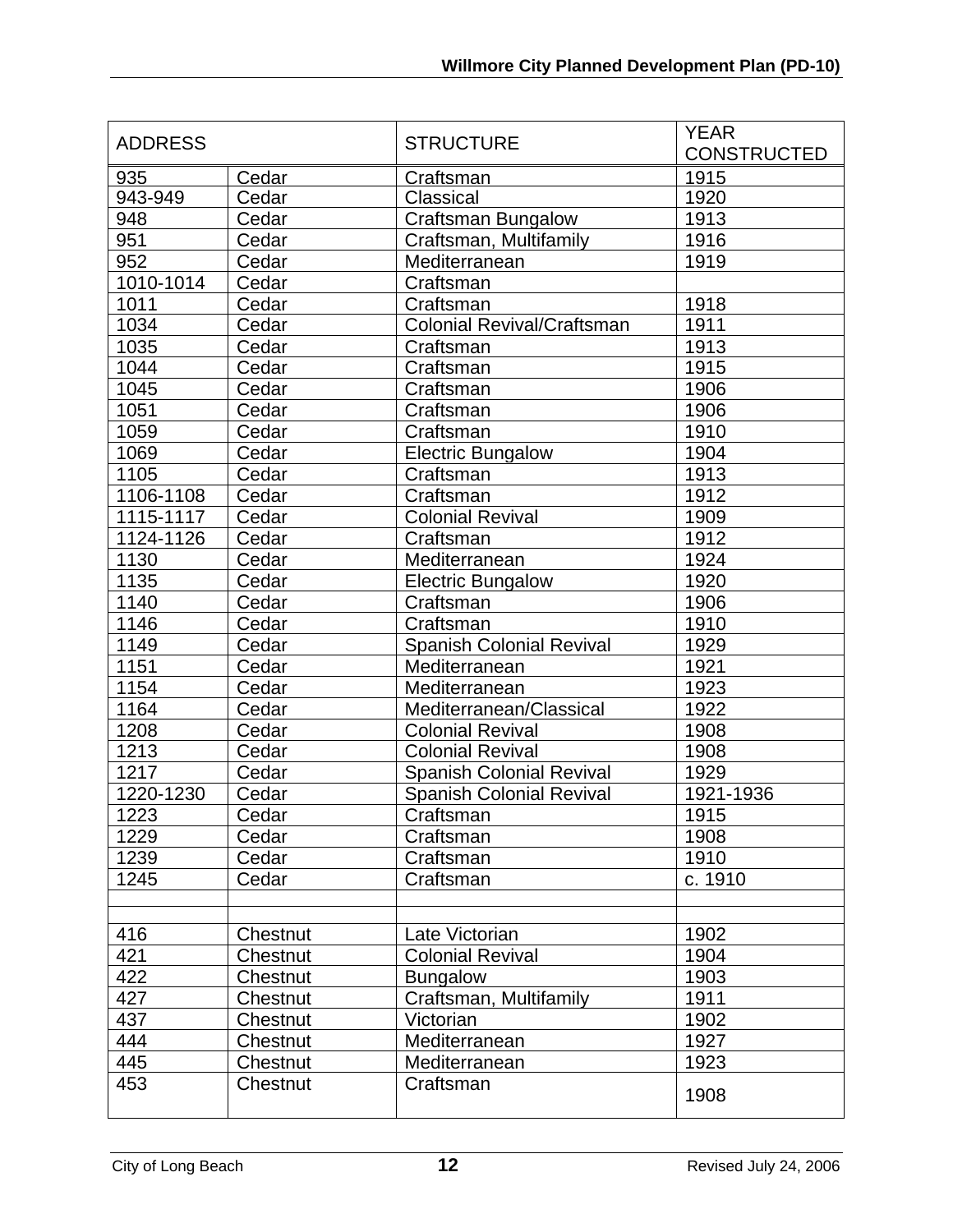| ADDRESS | | STRUCTURE | YEAR CONSTRUCTED |
|---|---|---|---|
| 935 | Cedar | Craftsman | 1915 |
| 943-949 | Cedar | Classical | 1920 |
| 948 | Cedar | Craftsman Bungalow | 1913 |
| 951 | Cedar | Craftsman, Multifamily | 1916 |
| 952 | Cedar | Mediterranean | 1919 |
| 1010-1014 | Cedar | Craftsman | |
| 1011 | Cedar | Craftsman | 1918 |
| 1034 | Cedar | Colonial Revival/Craftsman | 1911 |
| 1035 | Cedar | Craftsman | 1913 |
| 1044 | Cedar | Craftsman | 1915 |
| 1045 | Cedar | Craftsman | 1906 |
| 1051 | Cedar | Craftsman | 1906 |
| 1059 | Cedar | Craftsman | 1910 |
| 1069 | Cedar | Electric Bungalow | 1904 |
| 1105 | Cedar | Craftsman | 1913 |
| 1106-1108 | Cedar | Craftsman | 1912 |
| 1115-1117 | Cedar | Colonial Revival | 1909 |
| 1124-1126 | Cedar | Craftsman | 1912 |
| 1130 | Cedar | Mediterranean | 1924 |
| 1135 | Cedar | Electric Bungalow | 1920 |
| 1140 | Cedar | Craftsman | 1906 |
| 1146 | Cedar | Craftsman | 1910 |
| 1149 | Cedar | Spanish Colonial Revival | 1929 |
| 1151 | Cedar | Mediterranean | 1921 |
| 1154 | Cedar | Mediterranean | 1923 |
| 1164 | Cedar | Mediterranean/Classical | 1922 |
| 1208 | Cedar | Colonial Revival | 1908 |
| 1213 | Cedar | Colonial Revival | 1908 |
| 1217 | Cedar | Spanish Colonial Revival | 1929 |
| 1220-1230 | Cedar | Spanish Colonial Revival | 1921-1936 |
| 1223 | Cedar | Craftsman | 1915 |
| 1229 | Cedar | Craftsman | 1908 |
| 1239 | Cedar | Craftsman | 1910 |
| 1245 | Cedar | Craftsman | c. 1910 |
| | | | |
| | | | |
| 416 | Chestnut | Late Victorian | 1902 |
| 421 | Chestnut | Colonial Revival | 1904 |
| 422 | Chestnut | Bungalow | 1903 |
| 427 | Chestnut | Craftsman, Multifamily | 1911 |
| 437 | Chestnut | Victorian | 1902 |
| 444 | Chestnut | Mediterranean | 1927 |
| 445 | Chestnut | Mediterranean | 1923 |
| 453 | Chestnut | Craftsman | 1908 |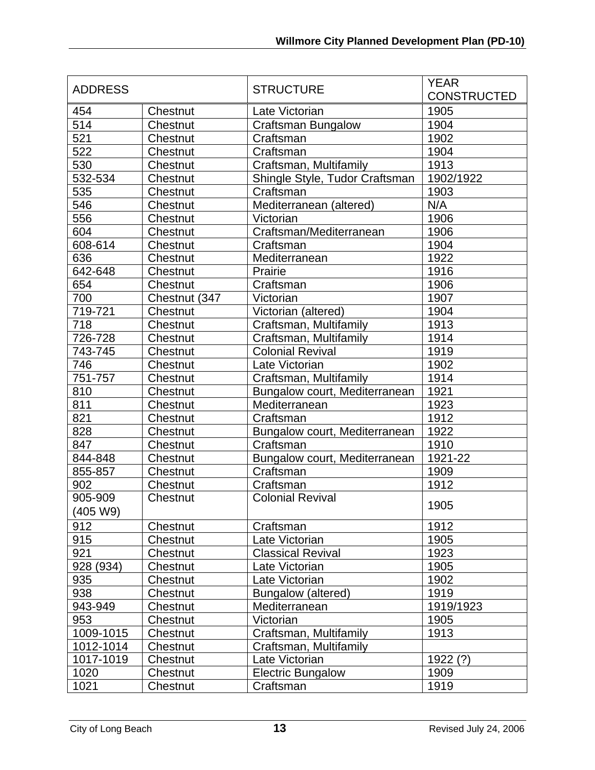| ADDRESS | | STRUCTURE | YEAR CONSTRUCTED |
|---|---|---|---|
| 454 | Chestnut | Late Victorian | 1905 |
| 514 | Chestnut | Craftsman Bungalow | 1904 |
| 521 | Chestnut | Craftsman | 1902 |
| 522 | Chestnut | Craftsman | 1904 |
| 530 | Chestnut | Craftsman, Multifamily | 1913 |
| 532-534 | Chestnut | Shingle Style, Tudor Craftsman | 1902/1922 |
| 535 | Chestnut | Craftsman | 1903 |
| 546 | Chestnut | Mediterranean (altered) | N/A |
| 556 | Chestnut | Victorian | 1906 |
| 604 | Chestnut | Craftsman/Mediterranean | 1906 |
| 608-614 | Chestnut | Craftsman | 1904 |
| 636 | Chestnut | Mediterranean | 1922 |
| 642-648 | Chestnut | Prairie | 1916 |
| 654 | Chestnut | Craftsman | 1906 |
| 700 | Chestnut (347 | Victorian | 1907 |
| 719-721 | Chestnut | Victorian (altered) | 1904 |
| 718 | Chestnut | Craftsman, Multifamily | 1913 |
| 726-728 | Chestnut | Craftsman, Multifamily | 1914 |
| 743-745 | Chestnut | Colonial Revival | 1919 |
| 746 | Chestnut | Late Victorian | 1902 |
| 751-757 | Chestnut | Craftsman, Multifamily | 1914 |
| 810 | Chestnut | Bungalow court, Mediterranean | 1921 |
| 811 | Chestnut | Mediterranean | 1923 |
| 821 | Chestnut | Craftsman | 1912 |
| 828 | Chestnut | Bungalow court, Mediterranean | 1922 |
| 847 | Chestnut | Craftsman | 1910 |
| 844-848 | Chestnut | Bungalow court, Mediterranean | 1921-22 |
| 855-857 | Chestnut | Craftsman | 1909 |
| 902 | Chestnut | Craftsman | 1912 |
| 905-909 (405 W9) | Chestnut | Colonial Revival | 1905 |
| 912 | Chestnut | Craftsman | 1912 |
| 915 | Chestnut | Late Victorian | 1905 |
| 921 | Chestnut | Classical Revival | 1923 |
| 928 (934) | Chestnut | Late Victorian | 1905 |
| 935 | Chestnut | Late Victorian | 1902 |
| 938 | Chestnut | Bungalow (altered) | 1919 |
| 943-949 | Chestnut | Mediterranean | 1919/1923 |
| 953 | Chestnut | Victorian | 1905 |
| 1009-1015 | Chestnut | Craftsman, Multifamily | 1913 |
| 1012-1014 | Chestnut | Craftsman, Multifamily | |
| 1017-1019 | Chestnut | Late Victorian | 1922 (?) |
| 1020 | Chestnut | Electric Bungalow | 1909 |
| 1021 | Chestnut | Craftsman | 1919 |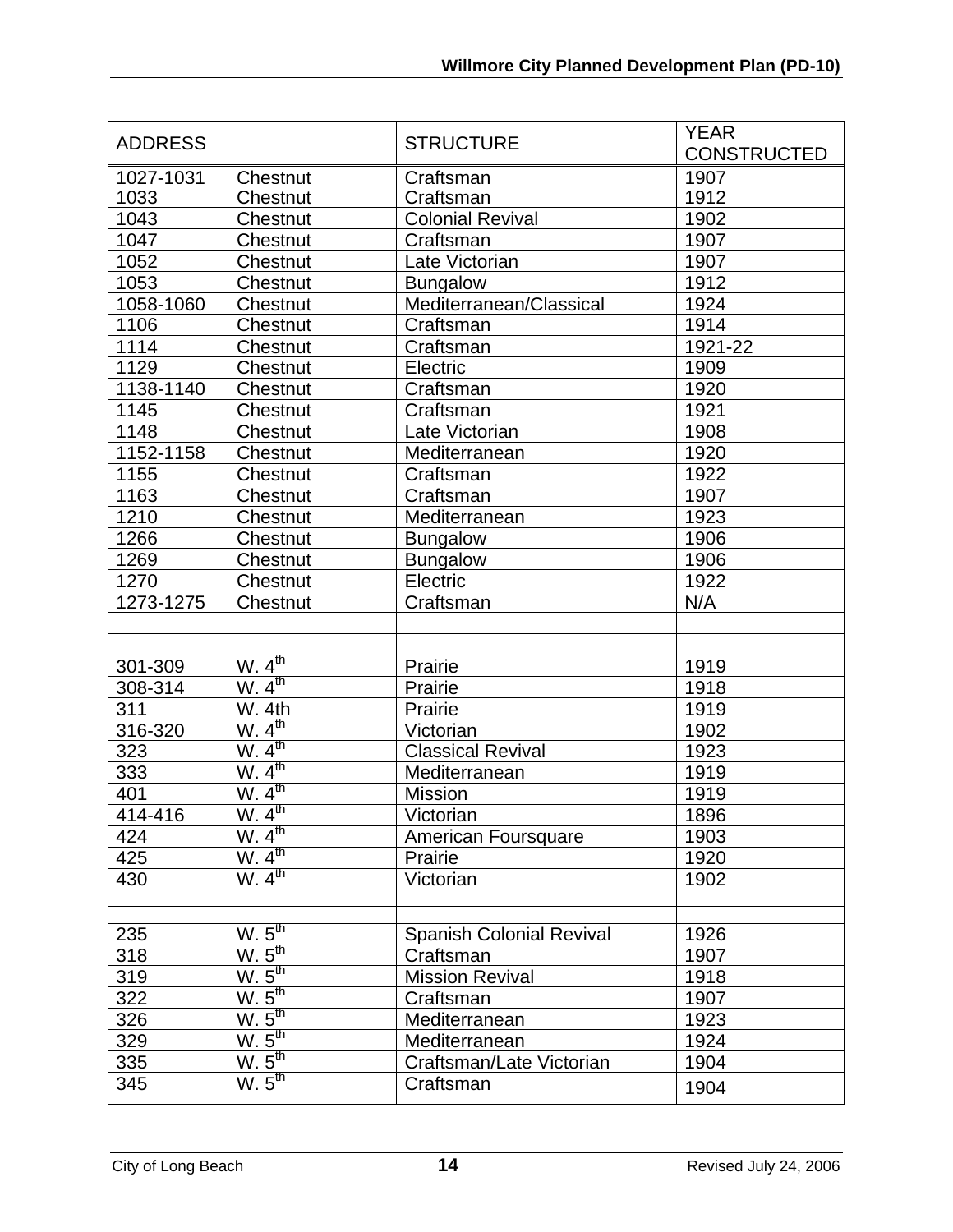| ADDRESS | | STRUCTURE | YEAR CONSTRUCTED |
|---|---|---|---|
| 1027-1031 | Chestnut | Craftsman | 1907 |
| 1033 | Chestnut | Craftsman | 1912 |
| 1043 | Chestnut | Colonial Revival | 1902 |
| 1047 | Chestnut | Craftsman | 1907 |
| 1052 | Chestnut | Late Victorian | 1907 |
| 1053 | Chestnut | Bungalow | 1912 |
| 1058-1060 | Chestnut | Mediterranean/Classical | 1924 |
| 1106 | Chestnut | Craftsman | 1914 |
| 1114 | Chestnut | Craftsman | 1921-22 |
| 1129 | Chestnut | Electric | 1909 |
| 1138-1140 | Chestnut | Craftsman | 1920 |
| 1145 | Chestnut | Craftsman | 1921 |
| 1148 | Chestnut | Late Victorian | 1908 |
| 1152-1158 | Chestnut | Mediterranean | 1920 |
| 1155 | Chestnut | Craftsman | 1922 |
| 1163 | Chestnut | Craftsman | 1907 |
| 1210 | Chestnut | Mediterranean | 1923 |
| 1266 | Chestnut | Bungalow | 1906 |
| 1269 | Chestnut | Bungalow | 1906 |
| 1270 | Chestnut | Electric | 1922 |
| 1273-1275 | Chestnut | Craftsman | N/A |
| | | | |
| | | | |
| 301-309 | W. 4th | Prairie | 1919 |
| 308-314 | W. 4th | Prairie | 1918 |
| 311 | W. 4th | Prairie | 1919 |
| 316-320 | W. 4th | Victorian | 1902 |
| 323 | W. 4th | Classical Revival | 1923 |
| 333 | W. 4th | Mediterranean | 1919 |
| 401 | W. 4th | Mission | 1919 |
| 414-416 | W. 4th | Victorian | 1896 |
| 424 | W. 4th | American Foursquare | 1903 |
| 425 | W. 4th | Prairie | 1920 |
| 430 | W. 4th | Victorian | 1902 |
| | | | |
| | | | |
| 235 | W. 5th | Spanish Colonial Revival | 1926 |
| 318 | W. 5th | Craftsman | 1907 |
| 319 | W. 5th | Mission Revival | 1918 |
| 322 | W. 5th | Craftsman | 1907 |
| 326 | W. 5th | Mediterranean | 1923 |
| 329 | W. 5th | Mediterranean | 1924 |
| 335 | W. 5th | Craftsman/Late Victorian | 1904 |
| 345 | W. 5th | Craftsman | 1904 |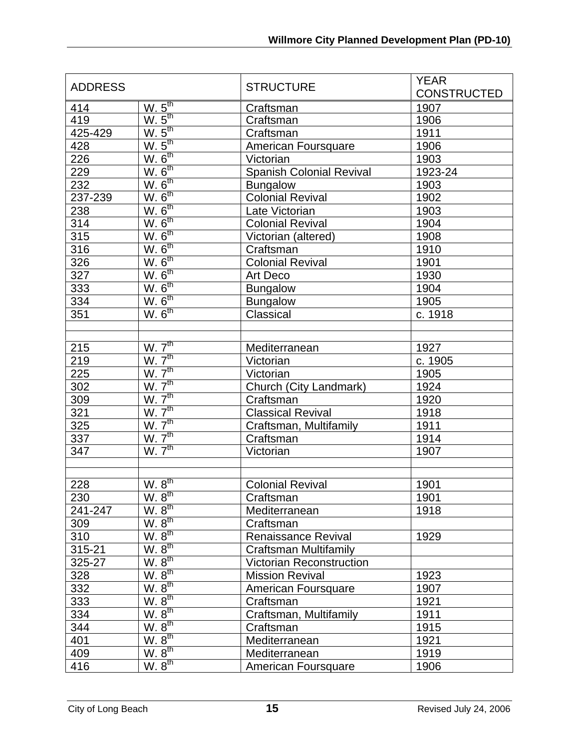| ADDRESS | | STRUCTURE | YEAR CONSTRUCTED |
|---|---|---|---|
| 414 | W. 5th | Craftsman | 1907 |
| 419 | W. 5th | Craftsman | 1906 |
| 425-429 | W. 5th | Craftsman | 1911 |
| 428 | W. 5th | American Foursquare | 1906 |
| 226 | W. 6th | Victorian | 1903 |
| 229 | W. 6th | Spanish Colonial Revival | 1923-24 |
| 232 | W. 6th | Bungalow | 1903 |
| 237-239 | W. 6th | Colonial Revival | 1902 |
| 238 | W. 6th | Late Victorian | 1903 |
| 314 | W. 6th | Colonial Revival | 1904 |
| 315 | W. 6th | Victorian (altered) | 1908 |
| 316 | W. 6th | Craftsman | 1910 |
| 326 | W. 6th | Colonial Revival | 1901 |
| 327 | W. 6th | Art Deco | 1930 |
| 333 | W. 6th | Bungalow | 1904 |
| 334 | W. 6th | Bungalow | 1905 |
| 351 | W. 6th | Classical | c. 1918 |
| | | | |
| | | | |
| 215 | W. 7th | Mediterranean | 1927 |
| 219 | W. 7th | Victorian | c. 1905 |
| 225 | W. 7th | Victorian | 1905 |
| 302 | W. 7th | Church (City Landmark) | 1924 |
| 309 | W. 7th | Craftsman | 1920 |
| 321 | W. 7th | Classical Revival | 1918 |
| 325 | W. 7th | Craftsman, Multifamily | 1911 |
| 337 | W. 7th | Craftsman | 1914 |
| 347 | W. 7th | Victorian | 1907 |
| | | | |
| | | | |
| 228 | W. 8th | Colonial Revival | 1901 |
| 230 | W. 8th | Craftsman | 1901 |
| 241-247 | W. 8th | Mediterranean | 1918 |
| 309 | W. 8th | Craftsman | |
| 310 | W. 8th | Renaissance Revival | 1929 |
| 315-21 | W. 8th | Craftsman Multifamily | |
| 325-27 | W. 8th | Victorian Reconstruction | |
| 328 | W. 8th | Mission Revival | 1923 |
| 332 | W. 8th | American Foursquare | 1907 |
| 333 | W. 8th | Craftsman | 1921 |
| 334 | W. 8th | Craftsman, Multifamily | 1911 |
| 344 | W. 8th | Craftsman | 1915 |
| 401 | W. 8th | Mediterranean | 1921 |
| 409 | W. 8th | Mediterranean | 1919 |
| 416 | W. 8th | American Foursquare | 1906 |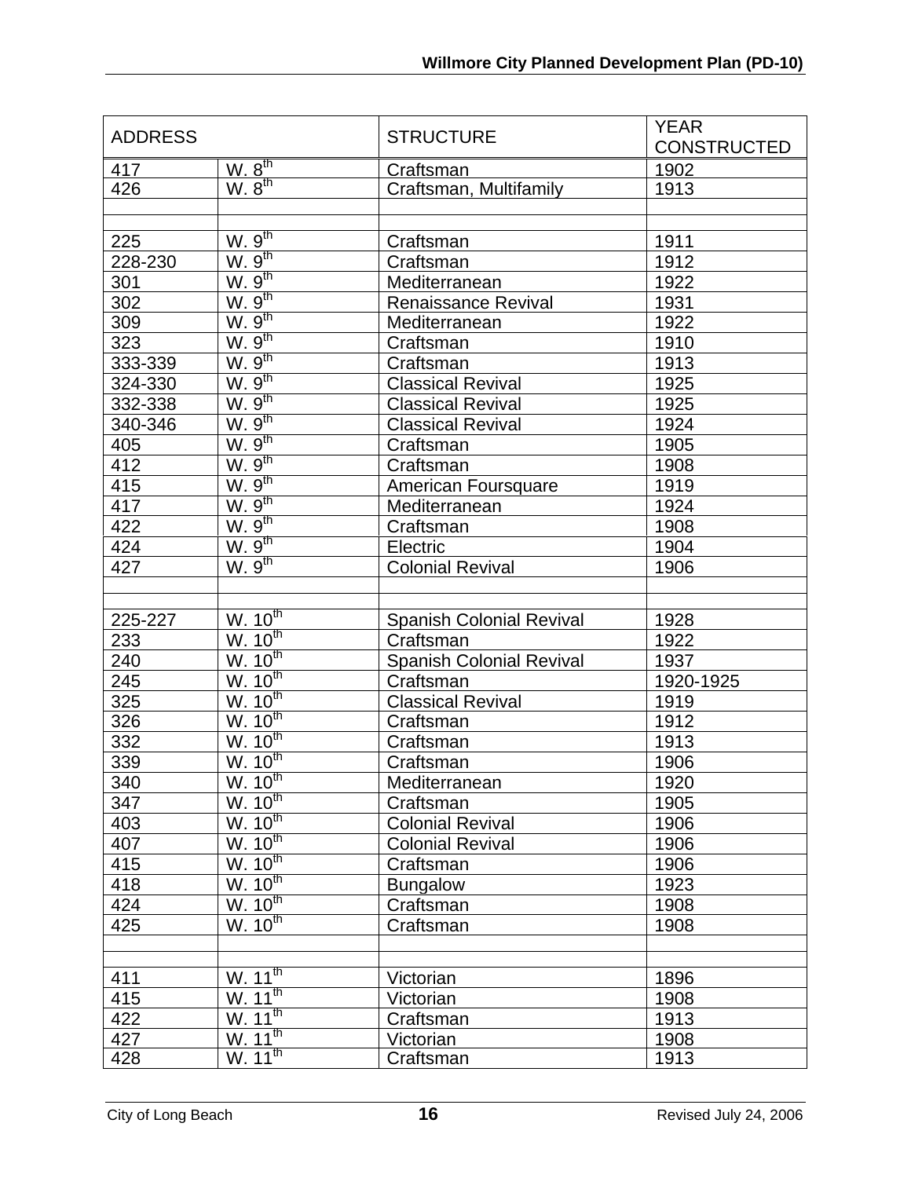| ADDRESS | | STRUCTURE | YEAR CONSTRUCTED |
|---|---|---|---|
| 417 | W. 8$^{th}$ | Craftsman | 1902 |
| 426 | W. 8$^{th}$ | Craftsman, Multifamily | 1913 |
| | | | |
| | | | |
| 225 | W. 9$^{th}$ | Craftsman | 1911 |
| 228-230 | W. 9$^{th}$ | Craftsman | 1912 |
| 301 | W. 9$^{th}$ | Mediterranean | 1922 |
| 302 | W. 9$^{th}$ | Renaissance Revival | 1931 |
| 309 | W. 9$^{th}$ | Mediterranean | 1922 |
| 323 | W. 9$^{th}$ | Craftsman | 1910 |
| 333-339 | W. 9$^{th}$ | Craftsman | 1913 |
| 324-330 | W. 9$^{th}$ | Classical Revival | 1925 |
| 332-338 | W. 9$^{th}$ | Classical Revival | 1925 |
| 340-346 | W. 9$^{th}$ | Classical Revival | 1924 |
| 405 | W. 9$^{th}$ | Craftsman | 1905 |
| 412 | W. 9$^{th}$ | Craftsman | 1908 |
| 415 | W. 9$^{th}$ | American Foursquare | 1919 |
| 417 | W. 9$^{th}$ | Mediterranean | 1924 |
| 422 | W. 9$^{th}$ | Craftsman | 1908 |
| 424 | W. 9$^{th}$ | Electric | 1904 |
| 427 | W. 9$^{th}$ | Colonial Revival | 1906 |
| | | | |
| | | | |
| 225-227 | W. 10$^{th}$ | Spanish Colonial Revival | 1928 |
| 233 | W. 10$^{th}$ | Craftsman | 1922 |
| 240 | W. 10$^{th}$ | Spanish Colonial Revival | 1937 |
| 245 | W. 10$^{th}$ | Craftsman | 1920-1925 |
| 325 | W. 10$^{th}$ | Classical Revival | 1919 |
| 326 | W. 10$^{th}$ | Craftsman | 1912 |
| 332 | W. 10$^{th}$ | Craftsman | 1913 |
| 339 | W. 10$^{th}$ | Craftsman | 1906 |
| 340 | W. 10$^{th}$ | Mediterranean | 1920 |
| 347 | W. 10$^{th}$ | Craftsman | 1905 |
| 403 | W. 10$^{th}$ | Colonial Revival | 1906 |
| 407 | W. 10$^{th}$ | Colonial Revival | 1906 |
| 415 | W. 10$^{th}$ | Craftsman | 1906 |
| 418 | W. 10$^{th}$ | Bungalow | 1923 |
| 424 | W. 10$^{th}$ | Craftsman | 1908 |
| 425 | W. 10$^{th}$ | Craftsman | 1908 |
| | | | |
| | | | |
| 411 | W. 11$^{th}$ | Victorian | 1896 |
| 415 | W. 11$^{th}$ | Victorian | 1908 |
| 422 | W. 11$^{th}$ | Craftsman | 1913 |
| 427 | W. 11$^{th}$ | Victorian | 1908 |
| 428 | W. 11$^{th}$ | Craftsman | 1913 |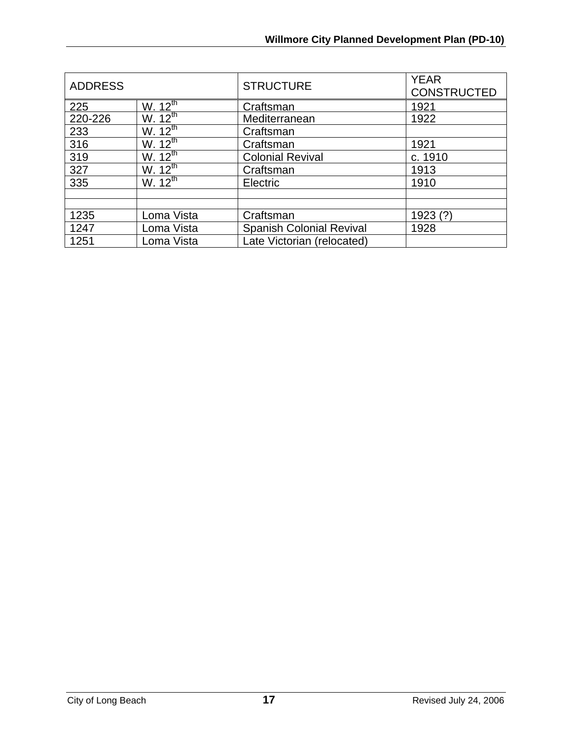| ADDRESS | | STRUCTURE | YEAR CONSTRUCTED |
|---|---|---|---|
| 225 | W. 12th | Craftsman | 1921 |
| 220-226 | W. 12th | Mediterranean | 1922 |
| 233 | W. 12th | Craftsman | |
| 316 | W. 12th | Craftsman | 1921 |
| 319 | W. 12th | Colonial Revival | c. 1910 |
| 327 | W. 12th | Craftsman | 1913 |
| 335 | W. 12th | Electric | 1910 |
| | | | |
| | | | |
| 1235 | Loma Vista | Craftsman | 1923 (?) |
| 1247 | Loma Vista | Spanish Colonial Revival | 1928 |
| 1251 | Loma Vista | Late Victorian (relocated) | |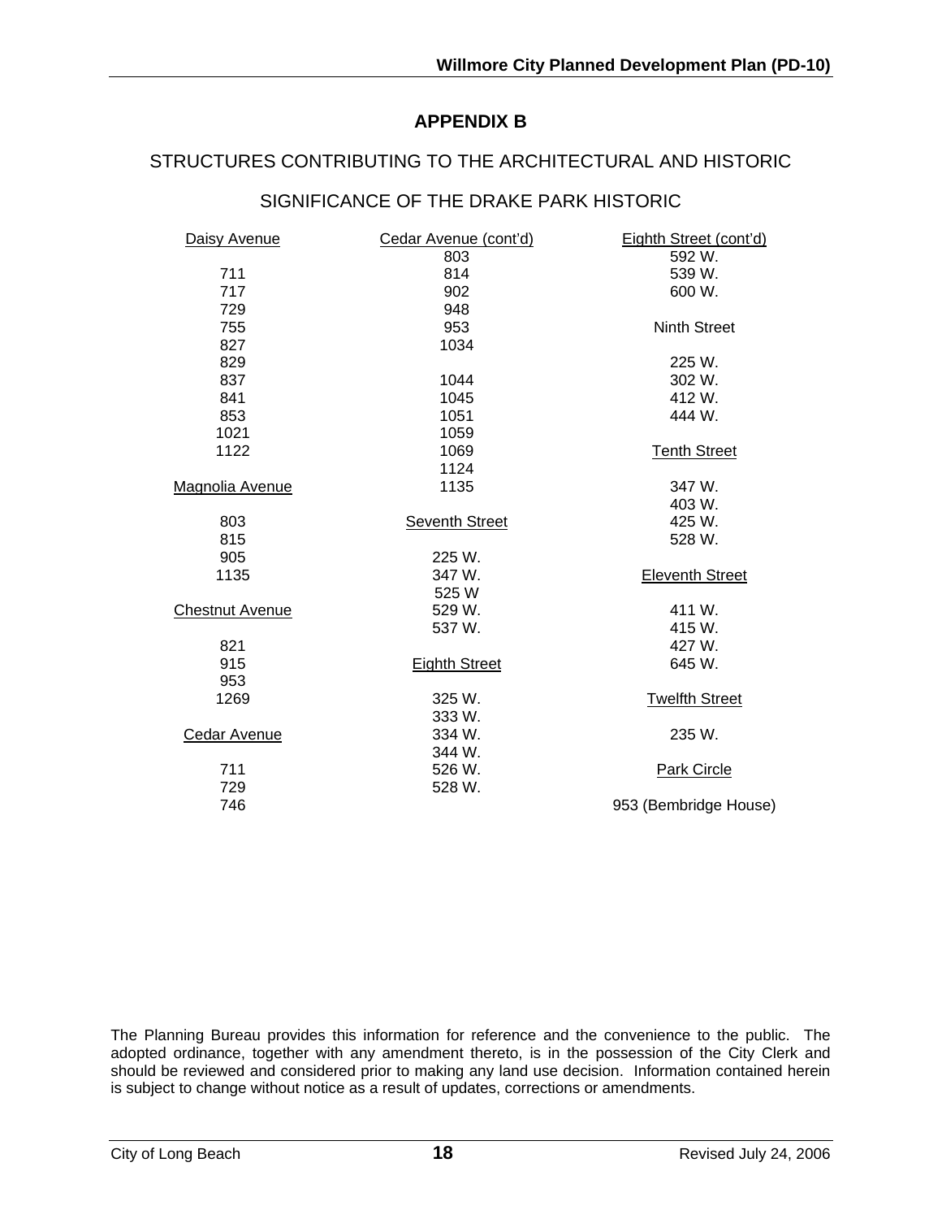## APPENDIX B

STRUCTURES CONTRIBUTING TO THE ARCHITECTURAL AND HISTORIC

SIGNIFICANCE OF THE DRAKE PARK HISTORIC

Daisy Avenue

711
717
729
755
827
829
837
841
853
1021
1122

Magnolia Avenue

803
815
905
1135

Chestnut Avenue

821
915
953
1269

Cedar Avenue

711
729
746

Cedar Avenue (cont'd)

803
814
902
948
953
1034

1044
1045
1051
1059
1069
1124
1135

Seventh Street

225 W.
347 W.
525 W
529 W.
537 W.

Eighth Street

325 W.
333 W.
334 W.
344 W.
526 W.
528 W.

Eighth Street (cont'd)

592 W.
539 W.
600 W.

Ninth Street

225 W.
302 W.
412 W.
444 W.

Tenth Street

347 W.
403 W.
425 W.
528 W.

Eleventh Street

411 W.
415 W.
427 W.
645 W.

Twelfth Street

235 W.

Park Circle

953 (Bembridge House)

The Planning Bureau provides this information for reference and the convenience to the public. The adopted ordinance, together with any amendment thereto, is in the possession of the City Clerk and should be reviewed and considered prior to making any land use decision. Information contained herein is subject to change without notice as a result of updates, corrections or amendments.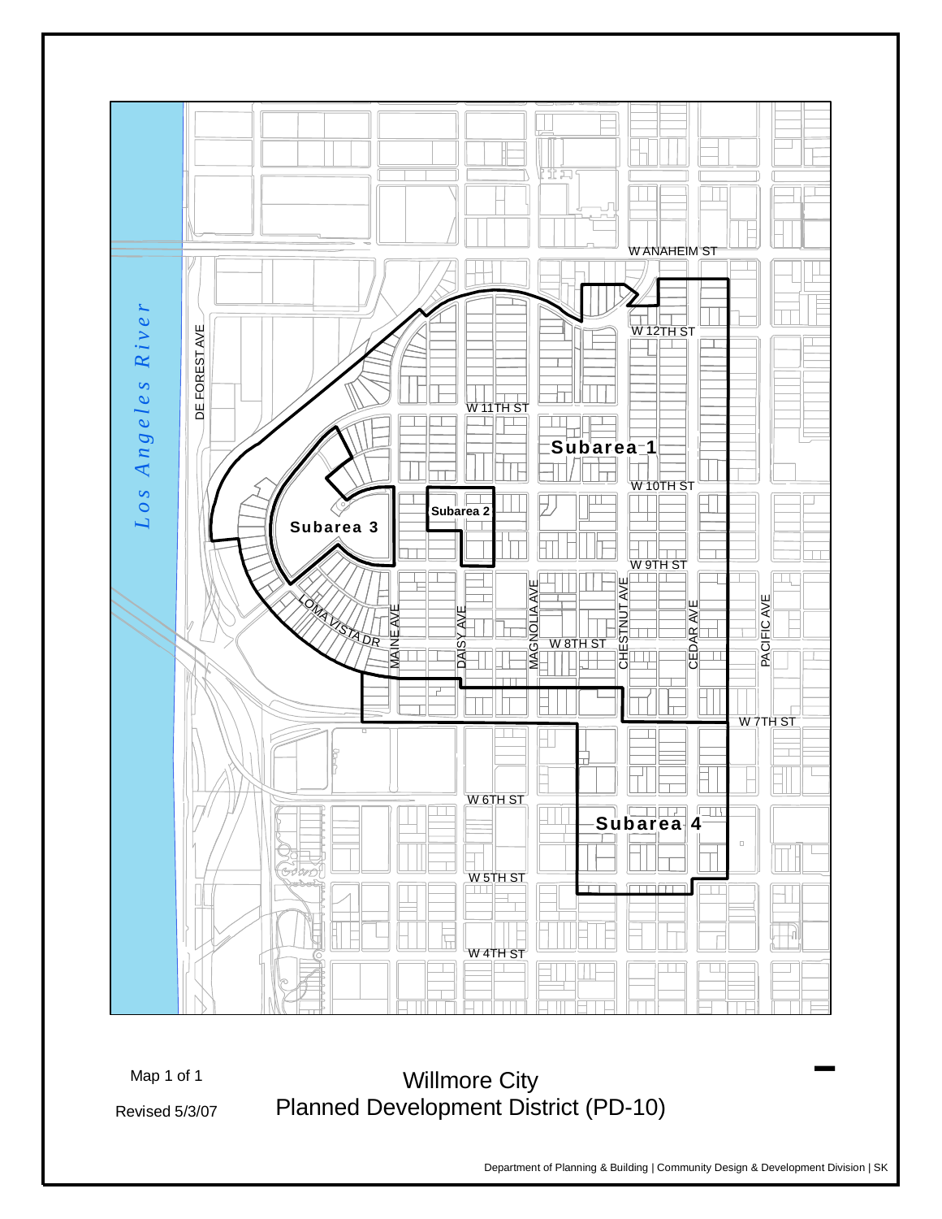Map 1 of 1

Revised 5/3/07

# Willmore City
## Planned Development District (PD-10)

Department of Planning & Building | Community Design & Development Division | SK